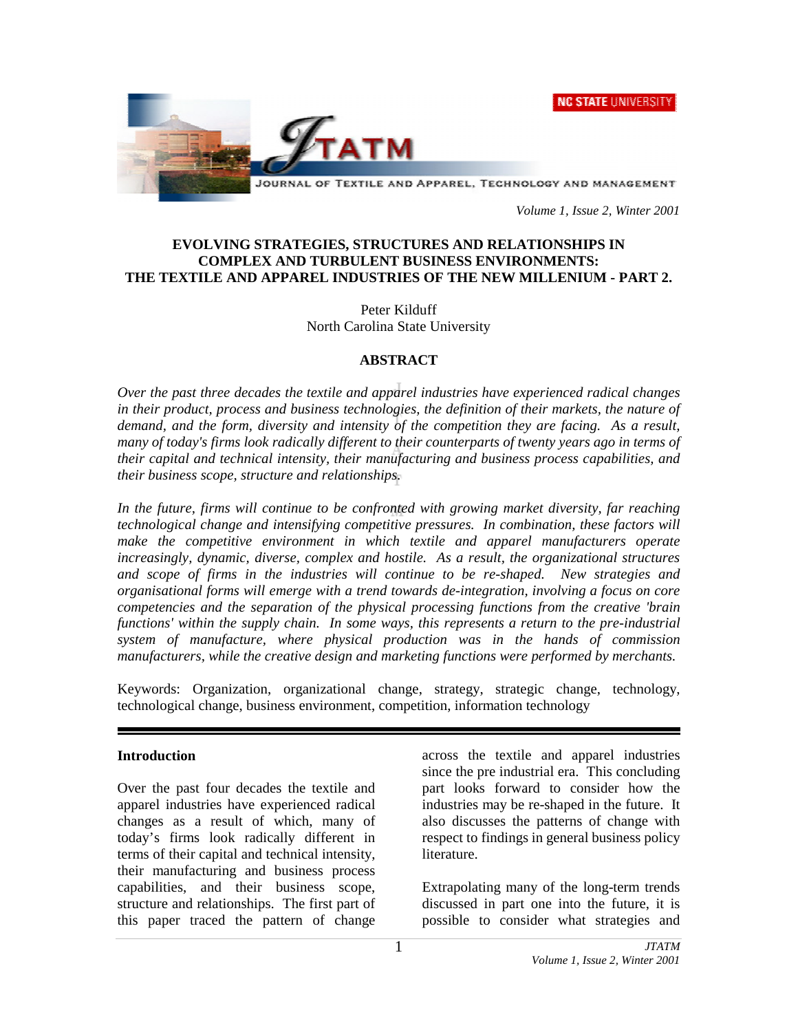# EVOLVING STRATEGIES, STRUCTURES AND RELATIONSHIPS IN COMPLEX AND TURBULENT BUSINESS ENVIRONMENTS: THE TEXTILE AND APPAREL INDUSTRIES OF THE NEW MILLENIUM - PART 2.

Peter Kilduff
North Carolina State University

## ABSTRACT

*Over the past three decades the textile and apparel industries have experienced radical changes in their product, process and business technologies, the definition of their markets, the nature of demand, and the form, diversity and intensity of the competition they are facing. As a result, many of today's firms look radically different to their counterparts of twenty years ago in terms of their capital and technical intensity, their manufacturing and business process capabilities, and their business scope, structure and relationships.*

*In the future, firms will continue to be confronted with growing market diversity, far reaching technological change and intensifying competitive pressures. In combination, these factors will make the competitive environment in which textile and apparel manufacturers operate increasingly, dynamic, diverse, complex and hostile. As a result, the organizational structures and scope of firms in the industries will continue to be re-shaped. New strategies and organisational forms will emerge with a trend towards de-integration, involving a focus on core competencies and the separation of the physical processing functions from the creative 'brain functions' within the supply chain. In some ways, this represents a return to the pre-industrial system of manufacture, where physical production was in the hands of commission manufacturers, while the creative design and marketing functions were performed by merchants.*

Keywords: Organization, organizational change, strategy, strategic change, technology, technological change, business environment, competition, information technology

## Introduction

Over the past four decades the textile and apparel industries have experienced radical changes as a result of which, many of today's firms look radically different in terms of their capital and technical intensity, their manufacturing and business process capabilities, and their business scope, structure and relationships. The first part of this paper traced the pattern of change across the textile and apparel industries since the pre industrial era. This concluding part looks forward to consider how the industries may be re-shaped in the future. It also discusses the patterns of change with respect to findings in general business policy literature.

Extrapolating many of the long-term trends discussed in part one into the future, it is possible to consider what strategies and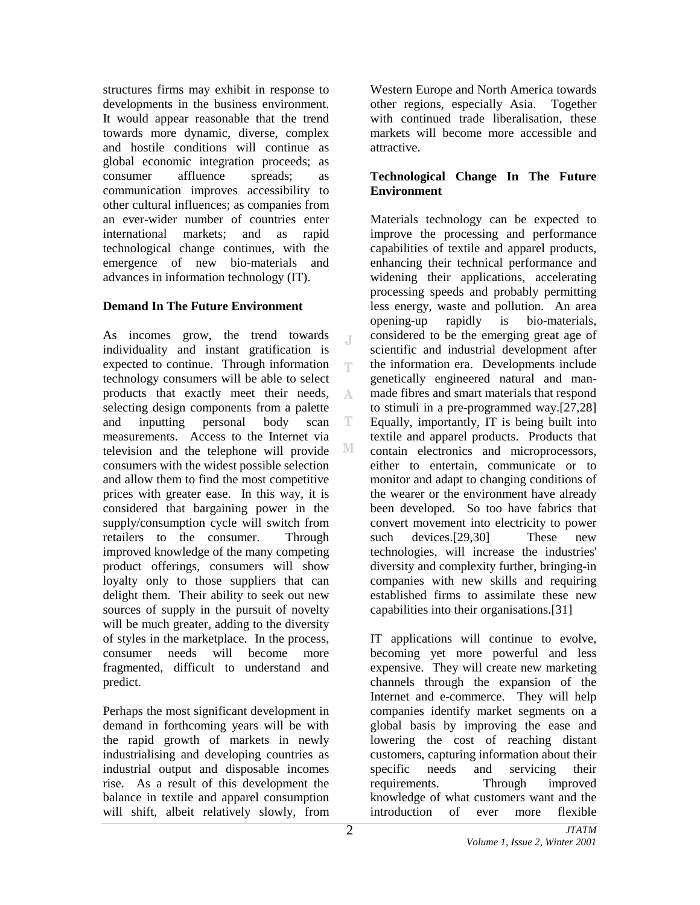structures firms may exhibit in response to developments in the business environment. It would appear reasonable that the trend towards more dynamic, diverse, complex and hostile conditions will continue as global economic integration proceeds; as consumer affluence spreads; as communication improves accessibility to other cultural influences; as companies from an ever-wider number of countries enter international markets; and as rapid technological change continues, with the emergence of new bio-materials and advances in information technology (IT).

**Demand In The Future Environment**

As incomes grow, the trend towards individuality and instant gratification is expected to continue. Through information technology consumers will be able to select products that exactly meet their needs, selecting design components from a palette and inputting personal body scan measurements. Access to the Internet via television and the telephone will provide consumers with the widest possible selection and allow them to find the most competitive prices with greater ease. In this way, it is considered that bargaining power in the supply/consumption cycle will switch from retailers to the consumer. Through improved knowledge of the many competing product offerings, consumers will show loyalty only to those suppliers that can delight them. Their ability to seek out new sources of supply in the pursuit of novelty will be much greater, adding to the diversity of styles in the marketplace. In the process, consumer needs will become more fragmented, difficult to understand and predict.

Perhaps the most significant development in demand in forthcoming years will be with the rapid growth of markets in newly industrialising and developing countries as industrial output and disposable incomes rise. As a result of this development the balance in textile and apparel consumption will shift, albeit relatively slowly, from Western Europe and North America towards other regions, especially Asia. Together with continued trade liberalisation, these markets will become more accessible and attractive.

**Technological Change In The Future Environment**

Materials technology can be expected to improve the processing and performance capabilities of textile and apparel products, enhancing their technical performance and widening their applications, accelerating processing speeds and probably permitting less energy, waste and pollution. An area opening-up rapidly is bio-materials, considered to be the emerging great age of scientific and industrial development after the information era. Developments include genetically engineered natural and man-made fibres and smart materials that respond to stimuli in a pre-programmed way.[27,28] Equally, importantly, IT is being built into textile and apparel products. Products that contain electronics and microprocessors, either to entertain, communicate or to monitor and adapt to changing conditions of the wearer or the environment have already been developed. So too have fabrics that convert movement into electricity to power such devices.[29,30] These new technologies, will increase the industries' diversity and complexity further, bringing-in companies with new skills and requiring established firms to assimilate these new capabilities into their organisations.[31]

IT applications will continue to evolve, becoming yet more powerful and less expensive. They will create new marketing channels through the expansion of the Internet and e-commerce. They will help companies identify market segments on a global basis by improving the ease and lowering the cost of reaching distant customers, capturing information about their specific needs and servicing their requirements. Through improved knowledge of what customers want and the introduction of ever more flexible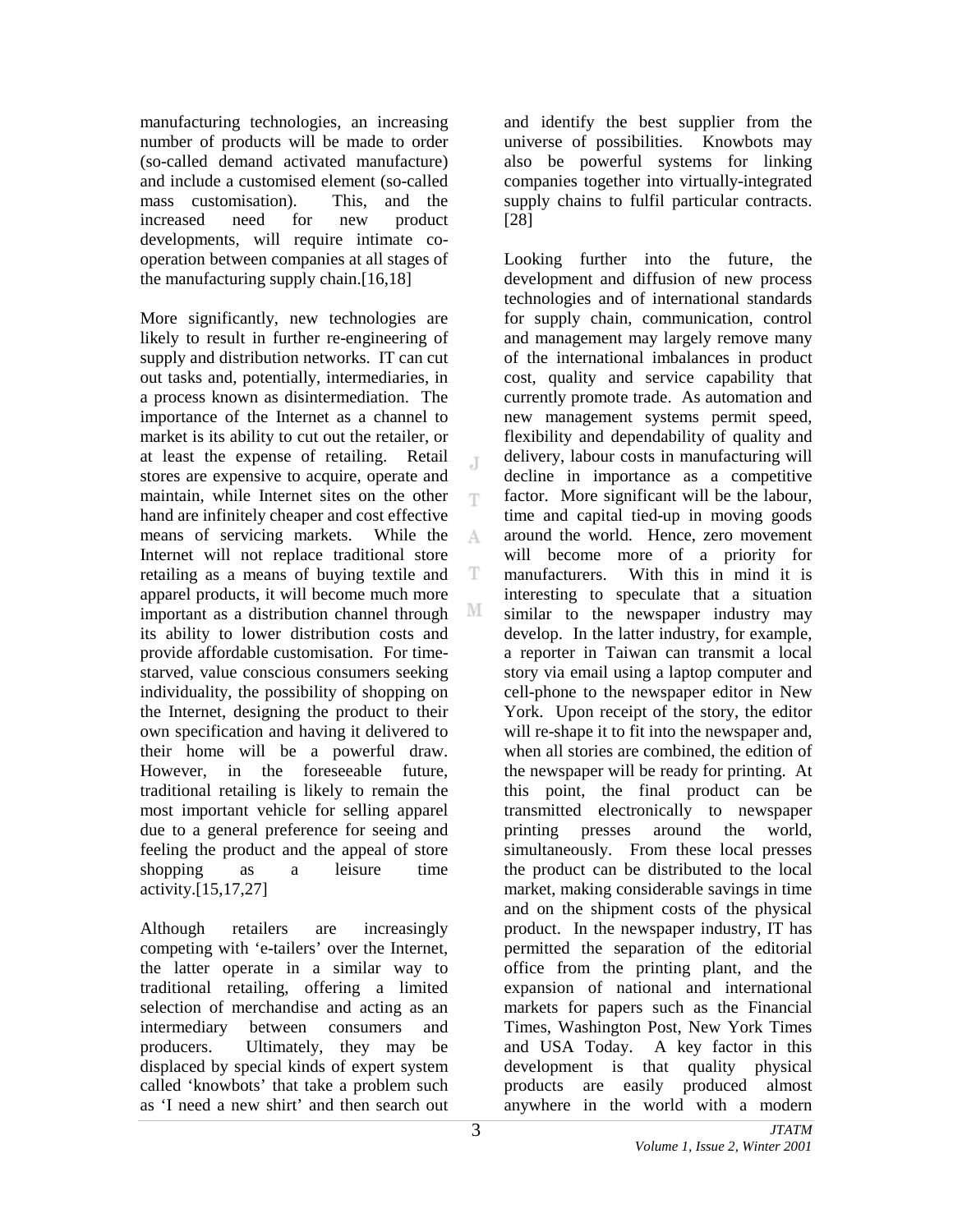manufacturing technologies, an increasing number of products will be made to order (so-called demand activated manufacture) and include a customised element (so-called mass customisation). This, and the increased need for new product developments, will require intimate co-operation between companies at all stages of the manufacturing supply chain.[16,18]

More significantly, new technologies are likely to result in further re-engineering of supply and distribution networks. IT can cut out tasks and, potentially, intermediaries, in a process known as disintermediation. The importance of the Internet as a channel to market is its ability to cut out the retailer, or at least the expense of retailing. Retail stores are expensive to acquire, operate and maintain, while Internet sites on the other hand are infinitely cheaper and cost effective means of servicing markets. While the Internet will not replace traditional store retailing as a means of buying textile and apparel products, it will become much more important as a distribution channel through its ability to lower distribution costs and provide affordable customisation. For time-starved, value conscious consumers seeking individuality, the possibility of shopping on the Internet, designing the product to their own specification and having it delivered to their home will be a powerful draw. However, in the foreseeable future, traditional retailing is likely to remain the most important vehicle for selling apparel due to a general preference for seeing and feeling the product and the appeal of store shopping as a leisure time activity.[15,17,27]

Although retailers are increasingly competing with 'e-tailers' over the Internet, the latter operate in a similar way to traditional retailing, offering a limited selection of merchandise and acting as an intermediary between consumers and producers. Ultimately, they may be displaced by special kinds of expert system called 'knowbots' that take a problem such as 'I need a new shirt' and then search out and identify the best supplier from the universe of possibilities. Knowbots may also be powerful systems for linking companies together into virtually-integrated supply chains to fulfil particular contracts.[28]

Looking further into the future, the development and diffusion of new process technologies and of international standards for supply chain, communication, control and management may largely remove many of the international imbalances in product cost, quality and service capability that currently promote trade. As automation and new management systems permit speed, flexibility and dependability of quality and delivery, labour costs in manufacturing will decline in importance as a competitive factor. More significant will be the labour, time and capital tied-up in moving goods around the world. Hence, zero movement will become more of a priority for manufacturers. With this in mind it is interesting to speculate that a situation similar to the newspaper industry may develop. In the latter industry, for example, a reporter in Taiwan can transmit a local story via email using a laptop computer and cell-phone to the newspaper editor in New York. Upon receipt of the story, the editor will re-shape it to fit into the newspaper and, when all stories are combined, the edition of the newspaper will be ready for printing. At this point, the final product can be transmitted electronically to newspaper printing presses around the world, simultaneously. From these local presses the product can be distributed to the local market, making considerable savings in time and on the shipment costs of the physical product. In the newspaper industry, IT has permitted the separation of the editorial office from the printing plant, and the expansion of national and international markets for papers such as the Financial Times, Washington Post, New York Times and USA Today. A key factor in this development is that quality physical products are easily produced almost anywhere in the world with a modern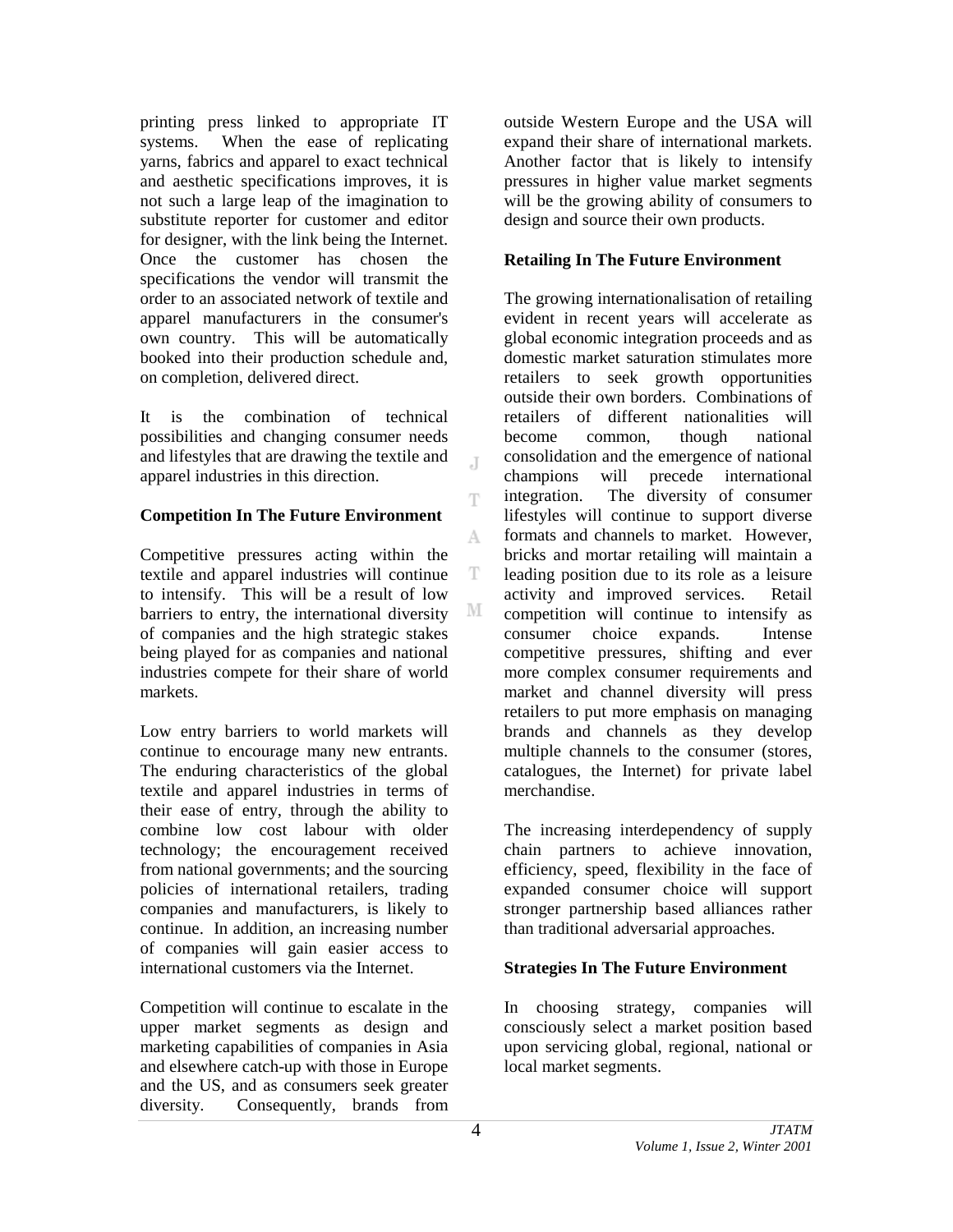printing press linked to appropriate IT systems. When the ease of replicating yarns, fabrics and apparel to exact technical and aesthetic specifications improves, it is not such a large leap of the imagination to substitute reporter for customer and editor for designer, with the link being the Internet. Once the customer has chosen the specifications the vendor will transmit the order to an associated network of textile and apparel manufacturers in the consumer's own country. This will be automatically booked into their production schedule and, on completion, delivered direct.

It is the combination of technical possibilities and changing consumer needs and lifestyles that are drawing the textile and apparel industries in this direction.

**Competition In The Future Environment**

Competitive pressures acting within the textile and apparel industries will continue to intensify. This will be a result of low barriers to entry, the international diversity of companies and the high strategic stakes being played for as companies and national industries compete for their share of world markets.

Low entry barriers to world markets will continue to encourage many new entrants. The enduring characteristics of the global textile and apparel industries in terms of their ease of entry, through the ability to combine low cost labour with older technology; the encouragement received from national governments; and the sourcing policies of international retailers, trading companies and manufacturers, is likely to continue. In addition, an increasing number of companies will gain easier access to international customers via the Internet.

Competition will continue to escalate in the upper market segments as design and marketing capabilities of companies in Asia and elsewhere catch-up with those in Europe and the US, and as consumers seek greater diversity. Consequently, brands from outside Western Europe and the USA will expand their share of international markets. Another factor that is likely to intensify pressures in higher value market segments will be the growing ability of consumers to design and source their own products.

**Retailing In The Future Environment**

The growing internationalisation of retailing evident in recent years will accelerate as global economic integration proceeds and as domestic market saturation stimulates more retailers to seek growth opportunities outside their own borders. Combinations of retailers of different nationalities will become common, though national consolidation and the emergence of national champions will precede international integration. The diversity of consumer lifestyles will continue to support diverse formats and channels to market. However, bricks and mortar retailing will maintain a leading position due to its role as a leisure activity and improved services. Retail competition will continue to intensify as consumer choice expands. Intense competitive pressures, shifting and ever more complex consumer requirements and market and channel diversity will press retailers to put more emphasis on managing brands and channels as they develop multiple channels to the consumer (stores, catalogues, the Internet) for private label merchandise.

The increasing interdependency of supply chain partners to achieve innovation, efficiency, speed, flexibility in the face of expanded consumer choice will support stronger partnership based alliances rather than traditional adversarial approaches.

**Strategies In The Future Environment**

In choosing strategy, companies will consciously select a market position based upon servicing global, regional, national or local market segments.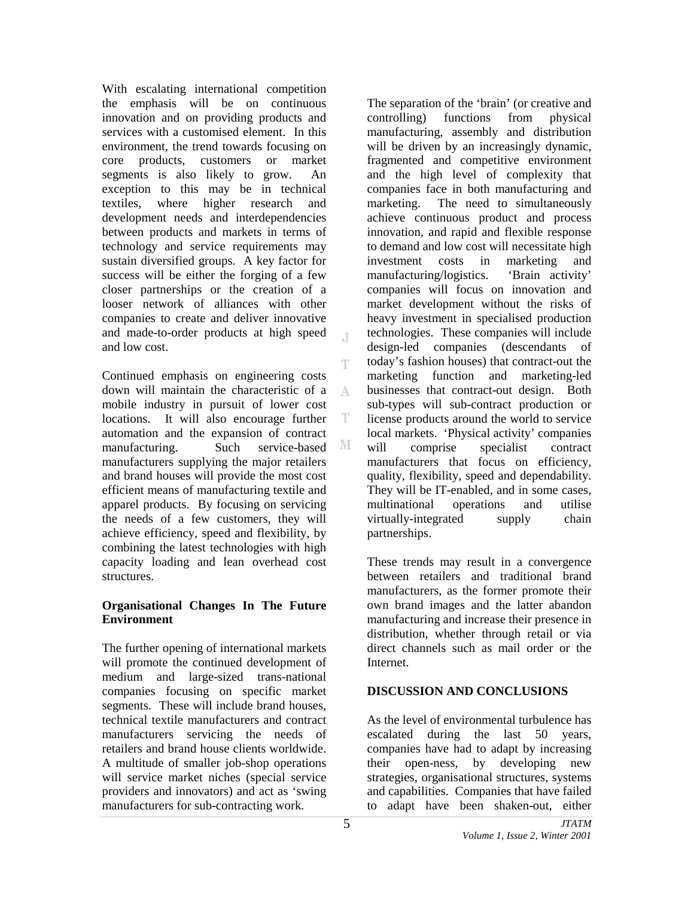With escalating international competition the emphasis will be on continuous innovation and on providing products and services with a customised element. In this environment, the trend towards focusing on core products, customers or market segments is also likely to grow. An exception to this may be in technical textiles, where higher research and development needs and interdependencies between products and markets in terms of technology and service requirements may sustain diversified groups. A key factor for success will be either the forging of a few closer partnerships or the creation of a looser network of alliances with other companies to create and deliver innovative and made-to-order products at high speed and low cost.

Continued emphasis on engineering costs down will maintain the characteristic of a mobile industry in pursuit of lower cost locations. It will also encourage further automation and the expansion of contract manufacturing. Such service-based manufacturers supplying the major retailers and brand houses will provide the most cost efficient means of manufacturing textile and apparel products. By focusing on servicing the needs of a few customers, they will achieve efficiency, speed and flexibility, by combining the latest technologies with high capacity loading and lean overhead cost structures.

**Organisational Changes In The Future Environment**

The further opening of international markets will promote the continued development of medium and large-sized trans-national companies focusing on specific market segments. These will include brand houses, technical textile manufacturers and contract manufacturers servicing the needs of retailers and brand house clients worldwide. A multitude of smaller job-shop operations will service market niches (special service providers and innovators) and act as 'swing manufacturers for sub-contracting work.

The separation of the 'brain' (or creative and controlling) functions from physical manufacturing, assembly and distribution will be driven by an increasingly dynamic, fragmented and competitive environment and the high level of complexity that companies face in both manufacturing and marketing. The need to simultaneously achieve continuous product and process innovation, and rapid and flexible response to demand and low cost will necessitate high investment costs in marketing and manufacturing/logistics. 'Brain activity' companies will focus on innovation and market development without the risks of heavy investment in specialised production technologies. These companies will include design-led companies (descendants of today's fashion houses) that contract-out the marketing function and marketing-led businesses that contract-out design. Both sub-types will sub-contract production or license products around the world to service local markets. 'Physical activity' companies will comprise specialist contract manufacturers that focus on efficiency, quality, flexibility, speed and dependability. They will be IT-enabled, and in some cases, multinational operations and utilise virtually-integrated supply chain partnerships.

These trends may result in a convergence between retailers and traditional brand manufacturers, as the former promote their own brand images and the latter abandon manufacturing and increase their presence in distribution, whether through retail or via direct channels such as mail order or the Internet.

## DISCUSSION AND CONCLUSIONS

As the level of environmental turbulence has escalated during the last 50 years, companies have had to adapt by increasing their open-ness, by developing new strategies, organisational structures, systems and capabilities. Companies that have failed to adapt have been shaken-out, either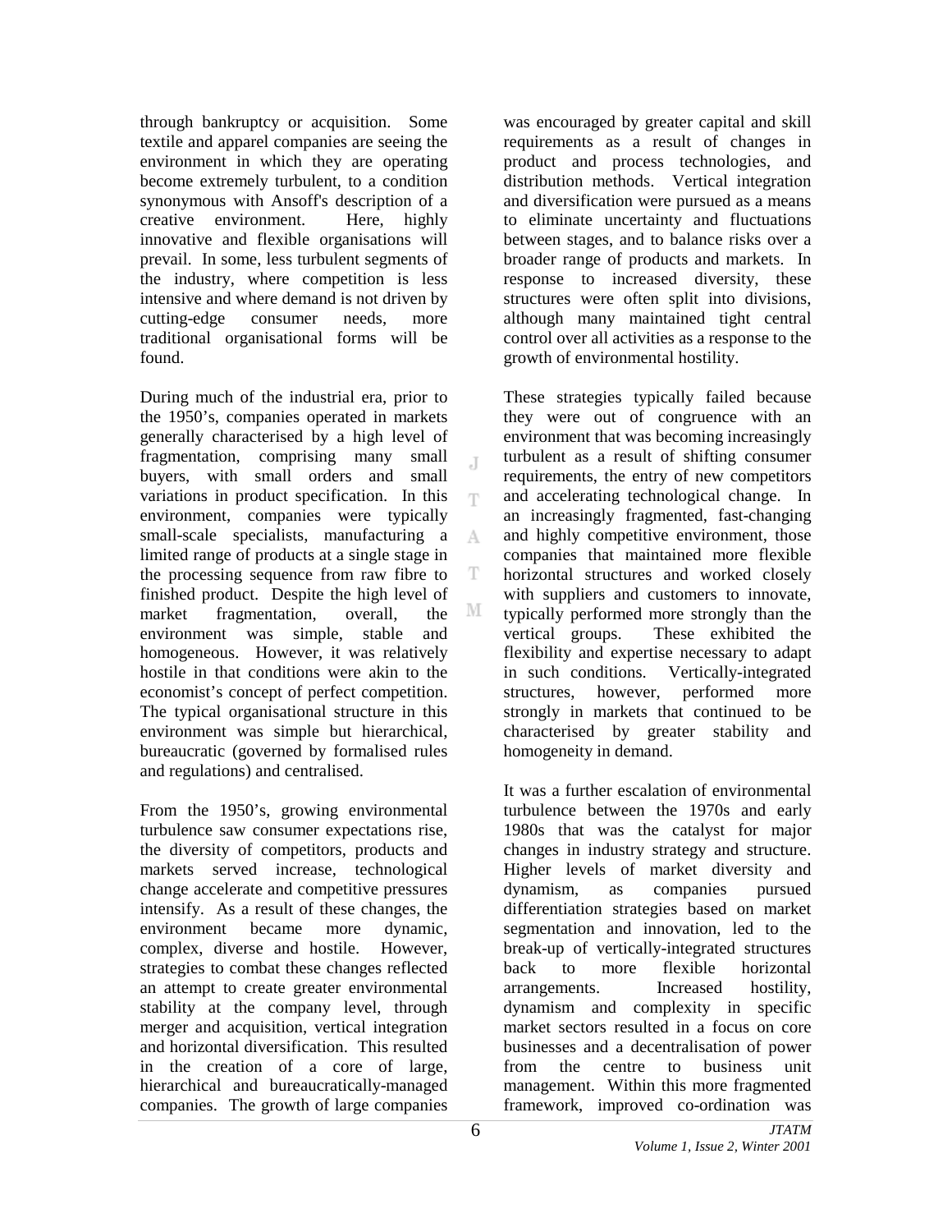through bankruptcy or acquisition. Some textile and apparel companies are seeing the environment in which they are operating become extremely turbulent, to a condition synonymous with Ansoff's description of a creative environment. Here, highly innovative and flexible organisations will prevail. In some, less turbulent segments of the industry, where competition is less intensive and where demand is not driven by cutting-edge consumer needs, more traditional organisational forms will be found.

During much of the industrial era, prior to the 1950's, companies operated in markets generally characterised by a high level of fragmentation, comprising many small buyers, with small orders and small variations in product specification. In this environment, companies were typically small-scale specialists, manufacturing a limited range of products at a single stage in the processing sequence from raw fibre to finished product. Despite the high level of market fragmentation, overall, the environment was simple, stable and homogeneous. However, it was relatively hostile in that conditions were akin to the economist's concept of perfect competition. The typical organisational structure in this environment was simple but hierarchical, bureaucratic (governed by formalised rules and regulations) and centralised.

From the 1950's, growing environmental turbulence saw consumer expectations rise, the diversity of competitors, products and markets served increase, technological change accelerate and competitive pressures intensify. As a result of these changes, the environment became more dynamic, complex, diverse and hostile. However, strategies to combat these changes reflected an attempt to create greater environmental stability at the company level, through merger and acquisition, vertical integration and horizontal diversification. This resulted in the creation of a core of large, hierarchical and bureaucratically-managed companies. The growth of large companies was encouraged by greater capital and skill requirements as a result of changes in product and process technologies, and distribution methods. Vertical integration and diversification were pursued as a means to eliminate uncertainty and fluctuations between stages, and to balance risks over a broader range of products and markets. In response to increased diversity, these structures were often split into divisions, although many maintained tight central control over all activities as a response to the growth of environmental hostility.

These strategies typically failed because they were out of congruence with an environment that was becoming increasingly turbulent as a result of shifting consumer requirements, the entry of new competitors and accelerating technological change. In an increasingly fragmented, fast-changing and highly competitive environment, those companies that maintained more flexible horizontal structures and worked closely with suppliers and customers to innovate, typically performed more strongly than the vertical groups. These exhibited the flexibility and expertise necessary to adapt in such conditions. Vertically-integrated structures, however, performed more strongly in markets that continued to be characterised by greater stability and homogeneity in demand.

It was a further escalation of environmental turbulence between the 1970s and early 1980s that was the catalyst for major changes in industry strategy and structure. Higher levels of market diversity and dynamism, as companies pursued differentiation strategies based on market segmentation and innovation, led to the break-up of vertically-integrated structures back to more flexible horizontal arrangements. Increased hostility, dynamism and complexity in specific market sectors resulted in a focus on core businesses and a decentralisation of power from the centre to business unit management. Within this more fragmented framework, improved co-ordination was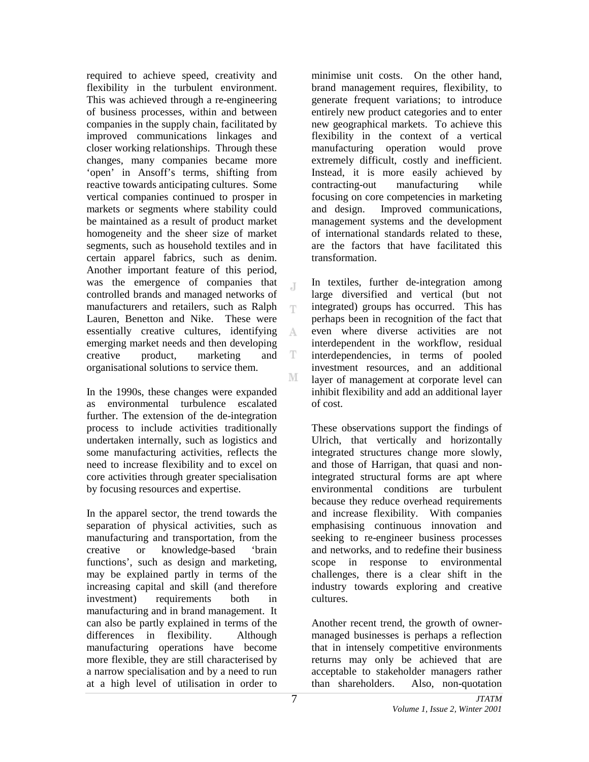required to achieve speed, creativity and flexibility in the turbulent environment. This was achieved through a re-engineering of business processes, within and between companies in the supply chain, facilitated by improved communications linkages and closer working relationships. Through these changes, many companies became more 'open' in Ansoff's terms, shifting from reactive towards anticipating cultures. Some vertical companies continued to prosper in markets or segments where stability could be maintained as a result of product market homogeneity and the sheer size of market segments, such as household textiles and in certain apparel fabrics, such as denim. Another important feature of this period, was the emergence of companies that controlled brands and managed networks of manufacturers and retailers, such as Ralph Lauren, Benetton and Nike. These were essentially creative cultures, identifying emerging market needs and then developing creative product, marketing and organisational solutions to service them.

In the 1990s, these changes were expanded as environmental turbulence escalated further. The extension of the de-integration process to include activities traditionally undertaken internally, such as logistics and some manufacturing activities, reflects the need to increase flexibility and to excel on core activities through greater specialisation by focusing resources and expertise.

In the apparel sector, the trend towards the separation of physical activities, such as manufacturing and transportation, from the creative or knowledge-based 'brain functions', such as design and marketing, may be explained partly in terms of the increasing capital and skill (and therefore investment) requirements both in manufacturing and in brand management. It can also be partly explained in terms of the differences in flexibility. Although manufacturing operations have become more flexible, they are still characterised by a narrow specialisation and by a need to run at a high level of utilisation in order to minimise unit costs. On the other hand, brand management requires, flexibility, to generate frequent variations; to introduce entirely new product categories and to enter new geographical markets. To achieve this flexibility in the context of a vertical manufacturing operation would prove extremely difficult, costly and inefficient. Instead, it is more easily achieved by contracting-out manufacturing while focusing on core competencies in marketing and design. Improved communications, management systems and the development of international standards related to these, are the factors that have facilitated this transformation.

In textiles, further de-integration among large diversified and vertical (but not integrated) groups has occurred. This has perhaps been in recognition of the fact that even where diverse activities are not interdependent in the workflow, residual interdependencies, in terms of pooled investment resources, and an additional layer of management at corporate level can inhibit flexibility and add an additional layer of cost.

These observations support the findings of Ulrich, that vertically and horizontally integrated structures change more slowly, and those of Harrigan, that quasi and non-integrated structural forms are apt where environmental conditions are turbulent because they reduce overhead requirements and increase flexibility. With companies emphasising continuous innovation and seeking to re-engineer business processes and networks, and to redefine their business scope in response to environmental challenges, there is a clear shift in the industry towards exploring and creative cultures.

Another recent trend, the growth of owner-managed businesses is perhaps a reflection that in intensely competitive environments returns may only be achieved that are acceptable to stakeholder managers rather than shareholders. Also, non-quotation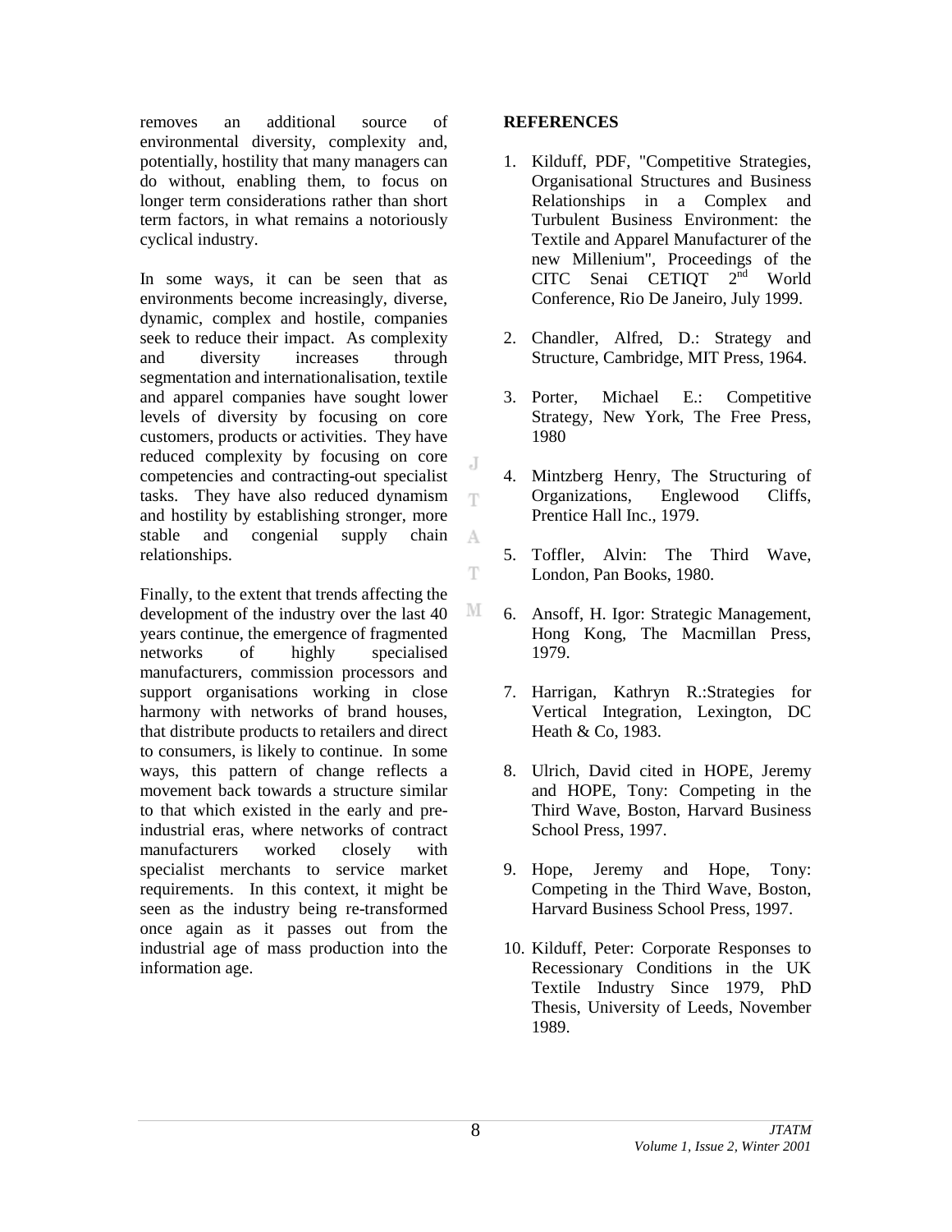removes an additional source of environmental diversity, complexity and, potentially, hostility that many managers can do without, enabling them, to focus on longer term considerations rather than short term factors, in what remains a notoriously cyclical industry.

In some ways, it can be seen that as environments become increasingly, diverse, dynamic, complex and hostile, companies seek to reduce their impact. As complexity and diversity increases through segmentation and internationalisation, textile and apparel companies have sought lower levels of diversity by focusing on core customers, products or activities. They have reduced complexity by focusing on core competencies and contracting-out specialist tasks. They have also reduced dynamism and hostility by establishing stronger, more stable and congenial supply chain relationships.

Finally, to the extent that trends affecting the development of the industry over the last 40 years continue, the emergence of fragmented networks of highly specialised manufacturers, commission processors and support organisations working in close harmony with networks of brand houses, that distribute products to retailers and direct to consumers, is likely to continue. In some ways, this pattern of change reflects a movement back towards a structure similar to that which existed in the early and pre-industrial eras, where networks of contract manufacturers worked closely with specialist merchants to service market requirements. In this context, it might be seen as the industry being re-transformed once again as it passes out from the industrial age of mass production into the information age.

**REFERENCES**

1. Kilduff, PDF, "Competitive Strategies, Organisational Structures and Business Relationships in a Complex and Turbulent Business Environment: the Textile and Apparel Manufacturer of the new Millenium", Proceedings of the CITC Senai CETIQT 2nd World Conference, Rio De Janeiro, July 1999.
2. Chandler, Alfred, D.: Strategy and Structure, Cambridge, MIT Press, 1964.
3. Porter, Michael E.: Competitive Strategy, New York, The Free Press, 1980
4. Mintzberg Henry, The Structuring of Organizations, Englewood Cliffs, Prentice Hall Inc., 1979.
5. Toffler, Alvin: The Third Wave, London, Pan Books, 1980.
6. Ansoff, H. Igor: Strategic Management, Hong Kong, The Macmillan Press, 1979.
7. Harrigan, Kathryn R.:Strategies for Vertical Integration, Lexington, DC Heath & Co, 1983.
8. Ulrich, David cited in HOPE, Jeremy and HOPE, Tony: Competing in the Third Wave, Boston, Harvard Business School Press, 1997.
9. Hope, Jeremy and Hope, Tony: Competing in the Third Wave, Boston, Harvard Business School Press, 1997.
10. Kilduff, Peter: Corporate Responses to Recessionary Conditions in the UK Textile Industry Since 1979, PhD Thesis, University of Leeds, November 1989.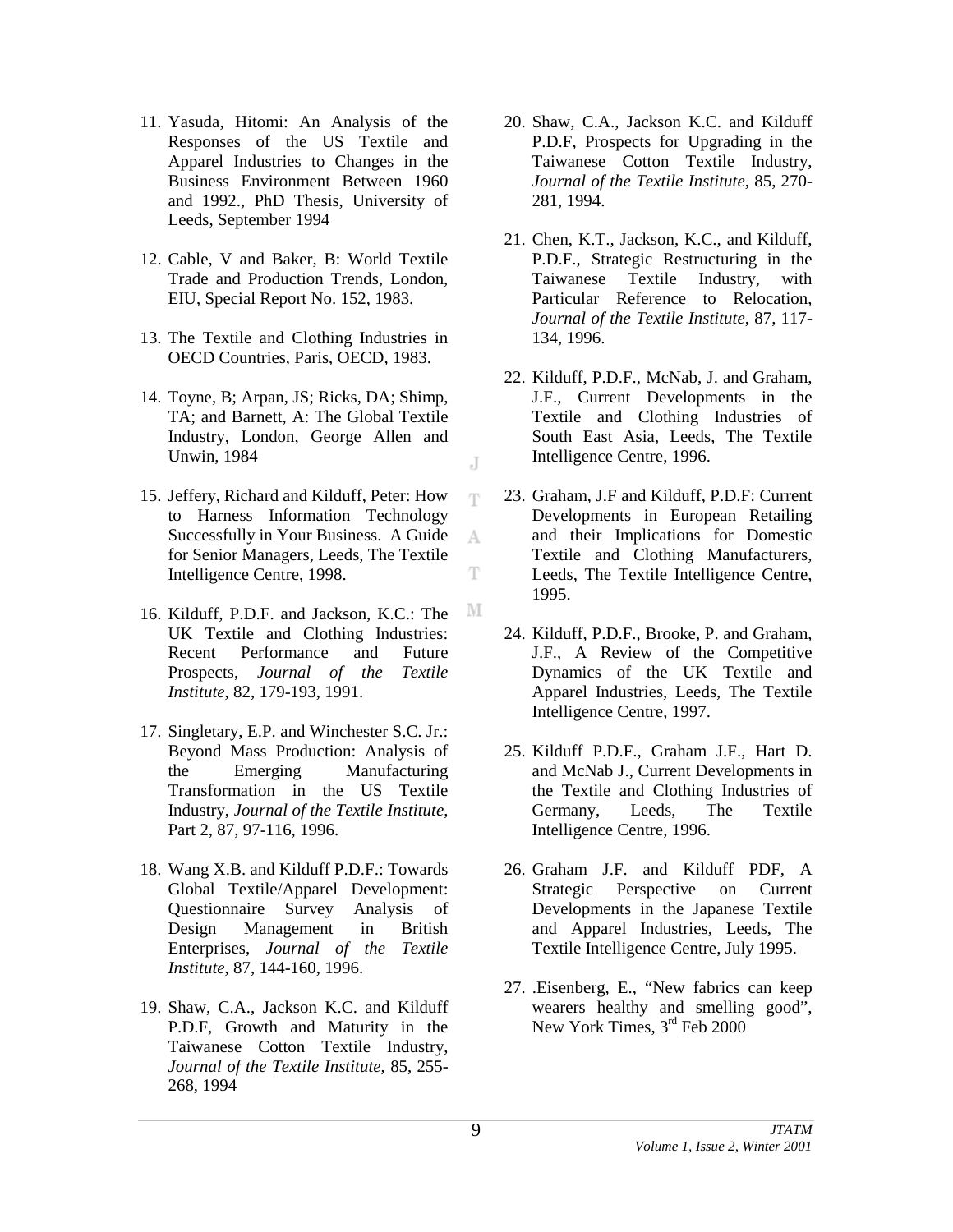11. Yasuda, Hitomi: An Analysis of the Responses of the US Textile and Apparel Industries to Changes in the Business Environment Between 1960 and 1992., PhD Thesis, University of Leeds, September 1994

12. Cable, V and Baker, B: World Textile Trade and Production Trends, London, EIU, Special Report No. 152, 1983.

13. The Textile and Clothing Industries in OECD Countries, Paris, OECD, 1983.

14. Toyne, B; Arpan, JS; Ricks, DA; Shimp, TA; and Barnett, A: The Global Textile Industry, London, George Allen and Unwin, 1984

15. Jeffery, Richard and Kilduff, Peter: How to Harness Information Technology Successfully in Your Business. A Guide for Senior Managers, Leeds, The Textile Intelligence Centre, 1998.

16. Kilduff, P.D.F. and Jackson, K.C.: The UK Textile and Clothing Industries: Recent Performance and Future Prospects, *Journal of the Textile Institute*, 82, 179-193, 1991.

17. Singletary, E.P. and Winchester S.C. Jr.: Beyond Mass Production: Analysis of the Emerging Manufacturing Transformation in the US Textile Industry, *Journal of the Textile Institute*, Part 2, 87, 97-116, 1996.

18. Wang X.B. and Kilduff P.D.F.: Towards Global Textile/Apparel Development: Questionnaire Survey Analysis of Design Management in British Enterprises, *Journal of the Textile Institute*, 87, 144-160, 1996.

19. Shaw, C.A., Jackson K.C. and Kilduff P.D.F, Growth and Maturity in the Taiwanese Cotton Textile Industry, *Journal of the Textile Institute*, 85, 255-268, 1994

20. Shaw, C.A., Jackson K.C. and Kilduff P.D.F, Prospects for Upgrading in the Taiwanese Cotton Textile Industry, *Journal of the Textile Institute*, 85, 270-281, 1994.

21. Chen, K.T., Jackson, K.C., and Kilduff, P.D.F., Strategic Restructuring in the Taiwanese Textile Industry, with Particular Reference to Relocation, *Journal of the Textile Institute*, 87, 117-134, 1996.

22. Kilduff, P.D.F., McNab, J. and Graham, J.F., Current Developments in the Textile and Clothing Industries of South East Asia, Leeds, The Textile Intelligence Centre, 1996.

23. Graham, J.F and Kilduff, P.D.F: Current Developments in European Retailing and their Implications for Domestic Textile and Clothing Manufacturers, Leeds, The Textile Intelligence Centre, 1995.

24. Kilduff, P.D.F., Brooke, P. and Graham, J.F., A Review of the Competitive Dynamics of the UK Textile and Apparel Industries, Leeds, The Textile Intelligence Centre, 1997.

25. Kilduff P.D.F., Graham J.F., Hart D. and McNab J., Current Developments in the Textile and Clothing Industries of Germany, Leeds, The Textile Intelligence Centre, 1996.

26. Graham J.F. and Kilduff PDF, A Strategic Perspective on Current Developments in the Japanese Textile and Apparel Industries, Leeds, The Textile Intelligence Centre, July 1995.

27. .Eisenberg, E., "New fabrics can keep wearers healthy and smelling good", New York Times, 3rd Feb 2000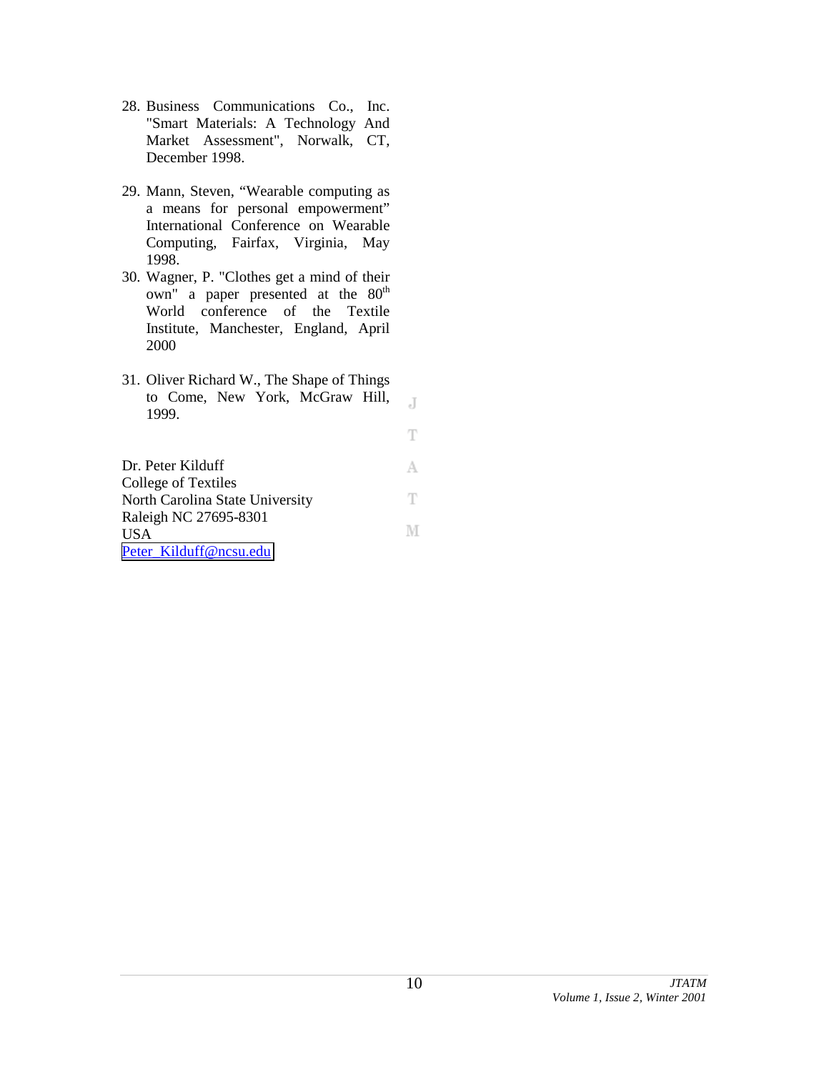28. Business Communications Co., Inc. "Smart Materials: A Technology And Market Assessment", Norwalk, CT, December 1998.

29. Mann, Steven, "Wearable computing as a means for personal empowerment" International Conference on Wearable Computing, Fairfax, Virginia, May 1998.

30. Wagner, P. "Clothes get a mind of their own" a paper presented at the 80th World conference of the Textile Institute, Manchester, England, April 2000

31. Oliver Richard W., The Shape of Things to Come, New York, McGraw Hill, 1999.

Dr. Peter Kilduff
College of Textiles
North Carolina State University
Raleigh NC 27695-8301
USA
Peter_Kilduff@ncsu.edu